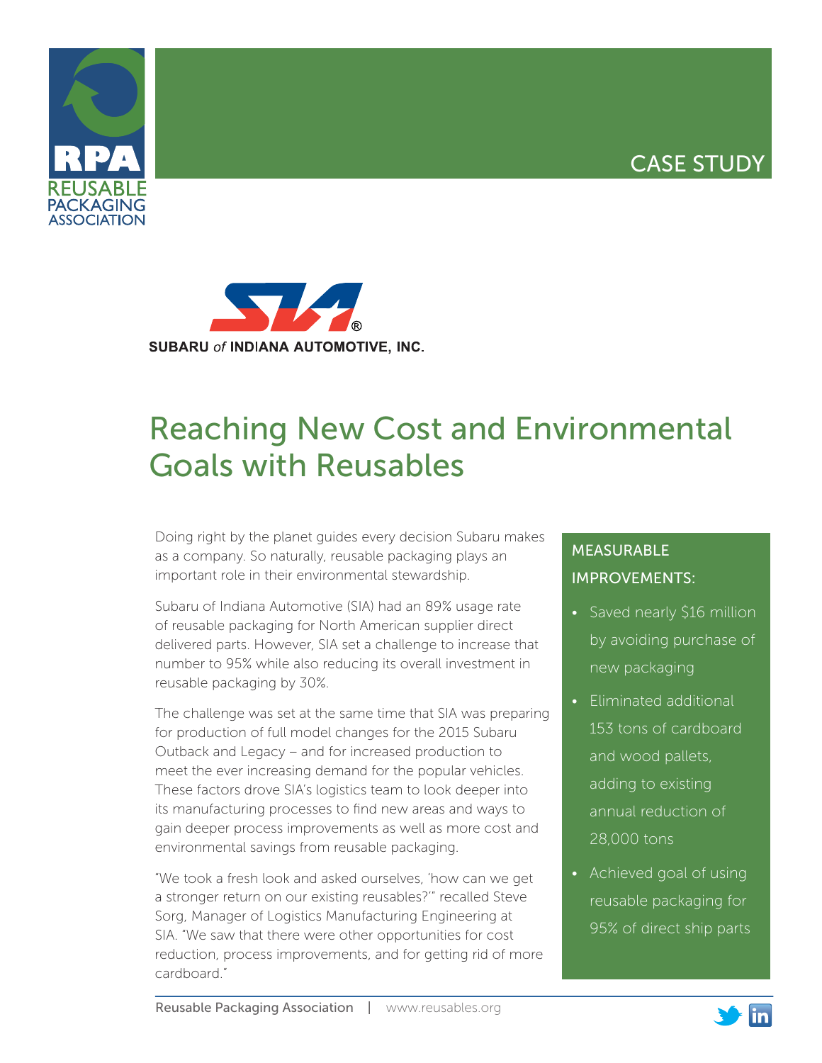CASE STUDY

SUBARU *of* INDIANA AUTOMOTIVE, INC.

# Reaching New Cost and Environmental Goals with Reusables

Doing right by the planet guides every decision Subaru makes as a company. So naturally, reusable packaging plays an important role in their environmental stewardship.

Subaru of Indiana Automotive (SIA) had an 89% usage rate of reusable packaging for North American supplier direct delivered parts. However, SIA set a challenge to increase that number to 95% while also reducing its overall investment in reusable packaging by 30%.

The challenge was set at the same time that SIA was preparing for production of full model changes for the 2015 Subaru Outback and Legacy – and for increased production to meet the ever increasing demand for the popular vehicles. These factors drove SIA's logistics team to look deeper into its manufacturing processes to find new areas and ways to gain deeper process improvements as well as more cost and environmental savings from reusable packaging.

"We took a fresh look and asked ourselves, 'how can we get a stronger return on our existing reusables?'" recalled Steve Sorg, Manager of Logistics Manufacturing Engineering at SIA. "We saw that there were other opportunities for cost reduction, process improvements, and for getting rid of more cardboard."

## MEASURABLE IMPROVEMENTS:

- Saved nearly $16 million by avoiding purchase of new packaging
- Eliminated additional 153 tons of cardboard and wood pallets, adding to existing annual reduction of 28,000 tons
- Achieved goal of using reusable packaging for 95% of direct ship parts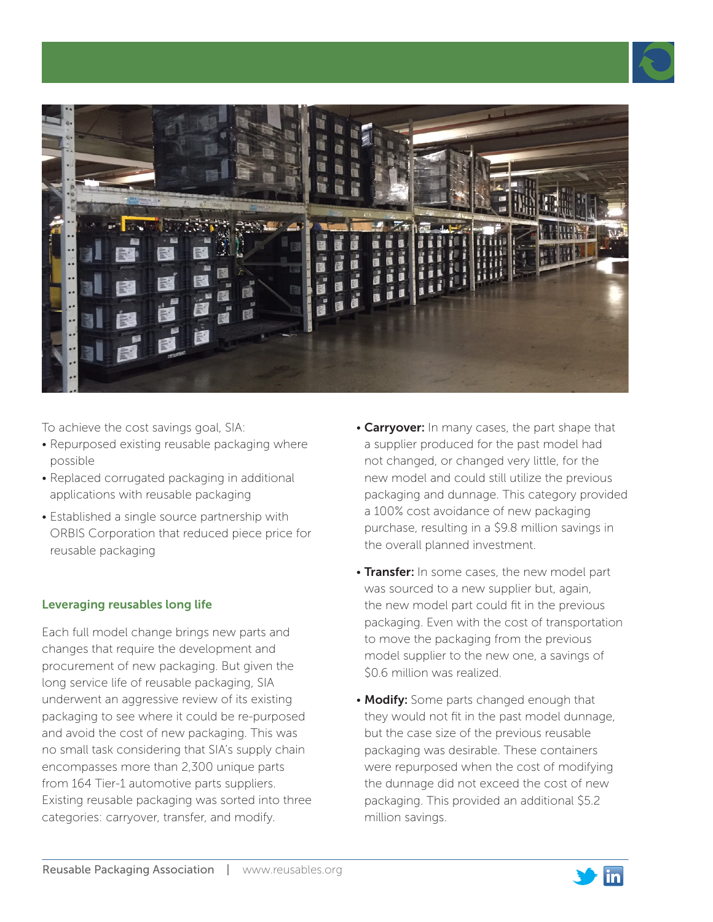To achieve the cost savings goal, SIA:

- Repurposed existing reusable packaging where possible
- Replaced corrugated packaging in additional applications with reusable packaging
- Established a single source partnership with ORBIS Corporation that reduced piece price for reusable packaging

### Leveraging reusables long life

Each full model change brings new parts and changes that require the development and procurement of new packaging. But given the long service life of reusable packaging, SIA underwent an aggressive review of its existing packaging to see where it could be re-purposed and avoid the cost of new packaging. This was no small task considering that SIA's supply chain encompasses more than 2,300 unique parts from 164 Tier-1 automotive parts suppliers. Existing reusable packaging was sorted into three categories: carryover, transfer, and modify.

- **Carryover:** In many cases, the part shape that a supplier produced for the past model had not changed, or changed very little, for the new model and could still utilize the previous packaging and dunnage. This category provided a 100% cost avoidance of new packaging purchase, resulting in a $9.8 million savings in the overall planned investment.
- **Transfer:** In some cases, the new model part was sourced to a new supplier but, again, the new model part could fit in the previous packaging. Even with the cost of transportation to move the packaging from the previous model supplier to the new one, a savings of $0.6 million was realized.
- **Modify:** Some parts changed enough that they would not fit in the past model dunnage, but the case size of the previous reusable packaging was desirable. These containers were repurposed when the cost of modifying the dunnage did not exceed the cost of new packaging. This provided an additional $5.2 million savings.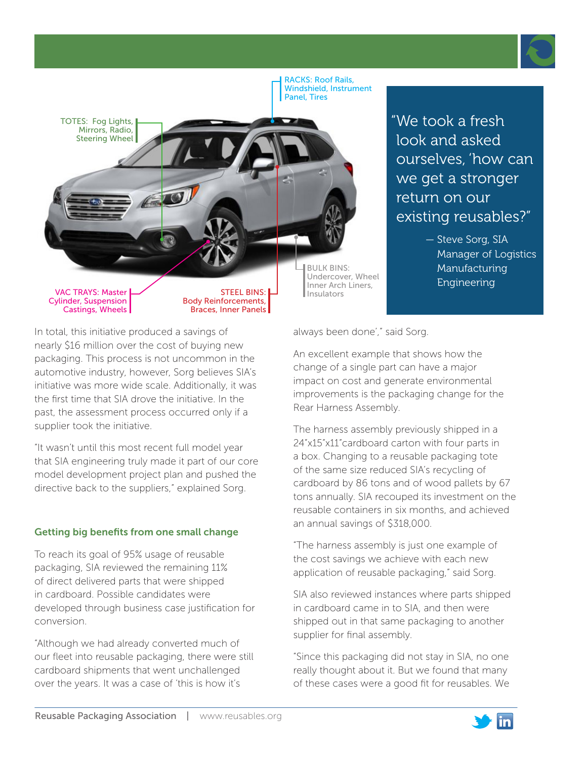RACKS: Roof Rails, Windshield, Instrument Panel, Tires

TOTES: Fog Lights, Mirrors, Radio, Steering Wheel

BULK BINS: Undercover, Wheel Inner Arch Liners, Insulators

VAC TRAYS: Master Cylinder, Suspension Castings, Wheels

STEEL BINS: Body Reinforcements, Braces, Inner Panels

> "We took a fresh look and asked ourselves, 'how can we get a stronger return on our existing reusables?"
>
> — Steve Sorg, SIA Manager of Logistics Manufacturing Engineering

In total, this initiative produced a savings of nearly $16 million over the cost of buying new packaging. This process is not uncommon in the automotive industry, however, Sorg believes SIA's initiative was more wide scale. Additionally, it was the first time that SIA drove the initiative. In the past, the assessment process occurred only if a supplier took the initiative.

"It wasn't until this most recent full model year that SIA engineering truly made it part of our core model development project plan and pushed the directive back to the suppliers," explained Sorg.

### Getting big benefits from one small change

To reach its goal of 95% usage of reusable packaging, SIA reviewed the remaining 11% of direct delivered parts that were shipped in cardboard. Possible candidates were developed through business case justification for conversion.

"Although we had already converted much of our fleet into reusable packaging, there were still cardboard shipments that went unchallenged over the years. It was a case of 'this is how it's always been done'," said Sorg.

An excellent example that shows how the change of a single part can have a major impact on cost and generate environmental improvements is the packaging change for the Rear Harness Assembly.

The harness assembly previously shipped in a 24"x15"x11"cardboard carton with four parts in a box. Changing to a reusable packaging tote of the same size reduced SIA's recycling of cardboard by 86 tons and of wood pallets by 67 tons annually. SIA recouped its investment on the reusable containers in six months, and achieved an annual savings of $318,000.

"The harness assembly is just one example of the cost savings we achieve with each new application of reusable packaging," said Sorg.

SIA also reviewed instances where parts shipped in cardboard came in to SIA, and then were shipped out in that same packaging to another supplier for final assembly.

"Since this packaging did not stay in SIA, no one really thought about it. But we found that many of these cases were a good fit for reusables. We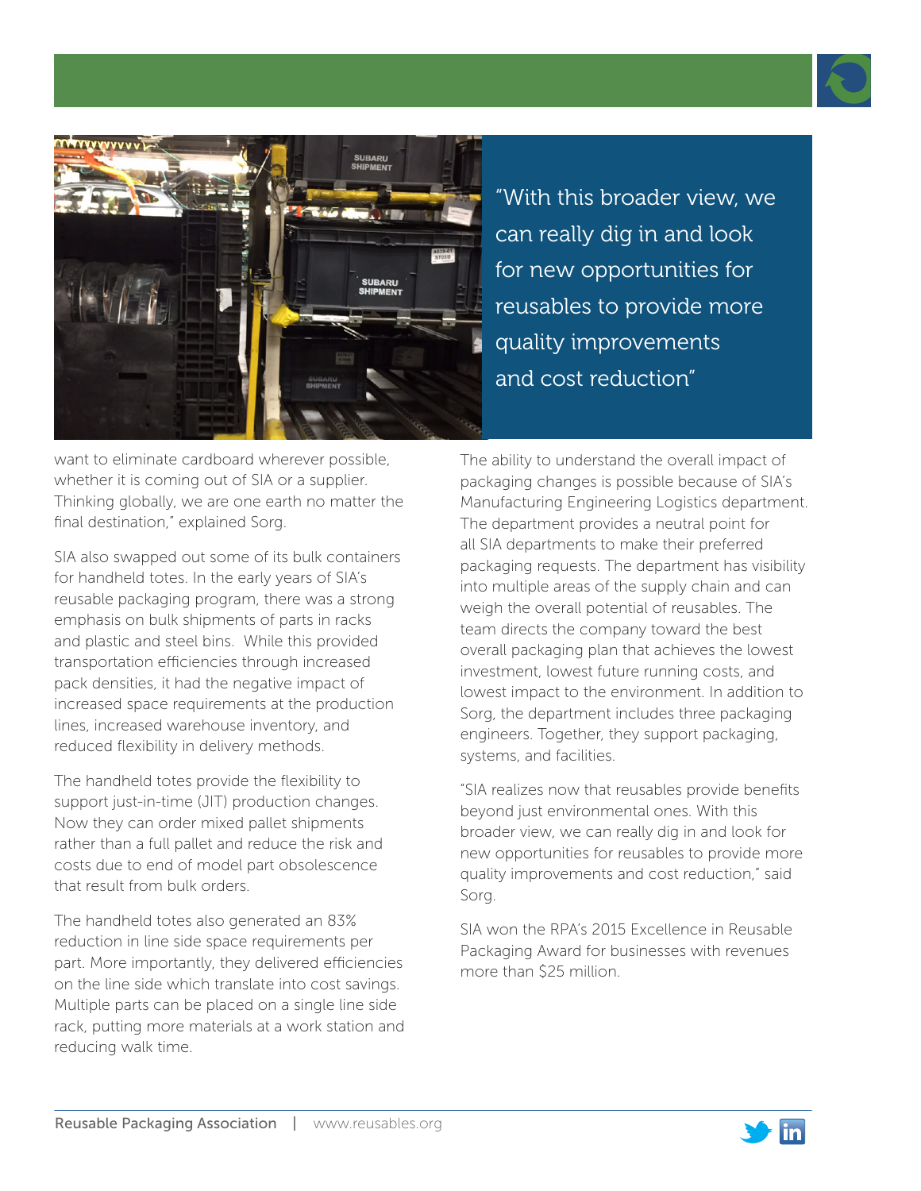> "With this broader view, we can really dig in and look for new opportunities for reusables to provide more quality improvements and cost reduction"

want to eliminate cardboard wherever possible, whether it is coming out of SIA or a supplier. Thinking globally, we are one earth no matter the final destination," explained Sorg.

SIA also swapped out some of its bulk containers for handheld totes. In the early years of SIA's reusable packaging program, there was a strong emphasis on bulk shipments of parts in racks and plastic and steel bins. While this provided transportation efficiencies through increased pack densities, it had the negative impact of increased space requirements at the production lines, increased warehouse inventory, and reduced flexibility in delivery methods.

The handheld totes provide the flexibility to support just-in-time (JIT) production changes. Now they can order mixed pallet shipments rather than a full pallet and reduce the risk and costs due to end of model part obsolescence that result from bulk orders.

The handheld totes also generated an 83% reduction in line side space requirements per part. More importantly, they delivered efficiencies on the line side which translate into cost savings. Multiple parts can be placed on a single line side rack, putting more materials at a work station and reducing walk time.

The ability to understand the overall impact of packaging changes is possible because of SIA's Manufacturing Engineering Logistics department. The department provides a neutral point for all SIA departments to make their preferred packaging requests. The department has visibility into multiple areas of the supply chain and can weigh the overall potential of reusables. The team directs the company toward the best overall packaging plan that achieves the lowest investment, lowest future running costs, and lowest impact to the environment. In addition to Sorg, the department includes three packaging engineers. Together, they support packaging, systems, and facilities.

"SIA realizes now that reusables provide benefits beyond just environmental ones. With this broader view, we can really dig in and look for new opportunities for reusables to provide more quality improvements and cost reduction," said Sorg.

SIA won the RPA's 2015 Excellence in Reusable Packaging Award for businesses with revenues more than $25 million.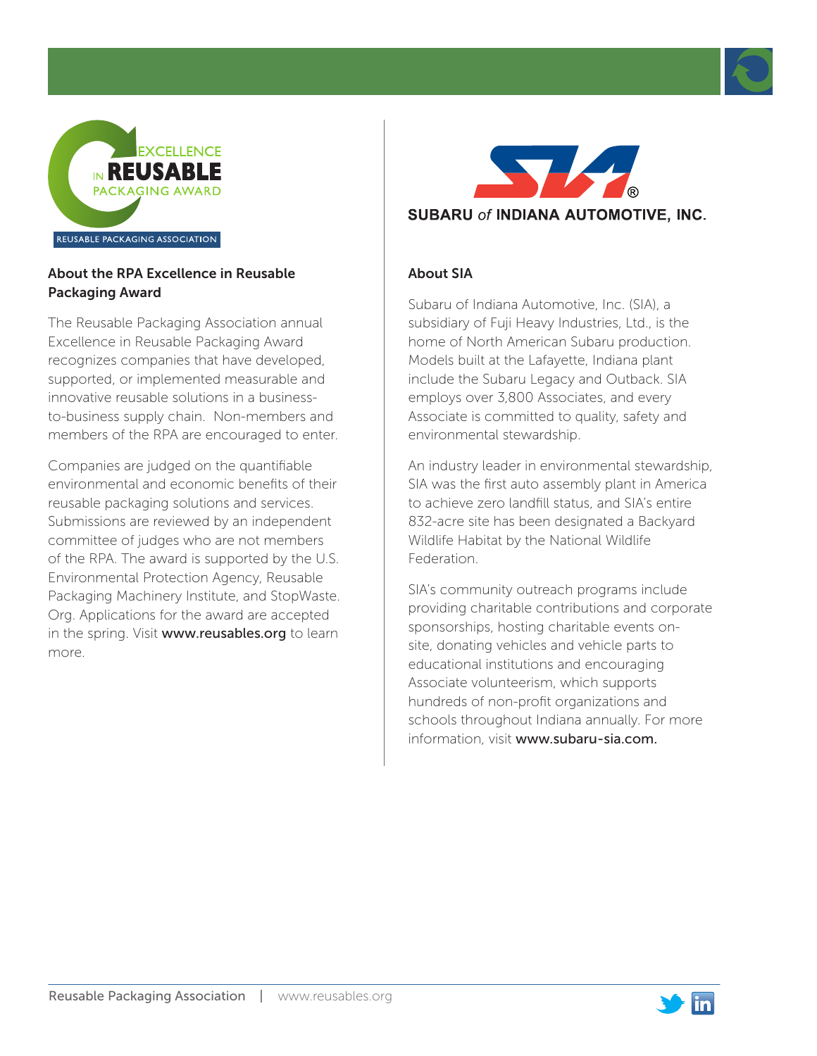EXCELLENCE IN REUSABLE PACKAGING AWARD

REUSABLE PACKAGING ASSOCIATION

### About the RPA Excellence in Reusable Packaging Award

The Reusable Packaging Association annual Excellence in Reusable Packaging Award recognizes companies that have developed, supported, or implemented measurable and innovative reusable solutions in a business-to-business supply chain. Non-members and members of the RPA are encouraged to enter.

Companies are judged on the quantifiable environmental and economic benefits of their reusable packaging solutions and services. Submissions are reviewed by an independent committee of judges who are not members of the RPA. The award is supported by the U.S. Environmental Protection Agency, Reusable Packaging Machinery Institute, and StopWaste. Org. Applications for the award are accepted in the spring. Visit **www.reusables.org** to learn more.

SIA®

SUBARU *of* INDIANA AUTOMOTIVE, INC.

### About SIA

Subaru of Indiana Automotive, Inc. (SIA), a subsidiary of Fuji Heavy Industries, Ltd., is the home of North American Subaru production. Models built at the Lafayette, Indiana plant include the Subaru Legacy and Outback. SIA employs over 3,800 Associates, and every Associate is committed to quality, safety and environmental stewardship.

An industry leader in environmental stewardship, SIA was the first auto assembly plant in America to achieve zero landfill status, and SIA's entire 832-acre site has been designated a Backyard Wildlife Habitat by the National Wildlife Federation.

SIA's community outreach programs include providing charitable contributions and corporate sponsorships, hosting charitable events on-site, donating vehicles and vehicle parts to educational institutions and encouraging Associate volunteerism, which supports hundreds of non-profit organizations and schools throughout Indiana annually. For more information, visit **www.subaru-sia.com.**